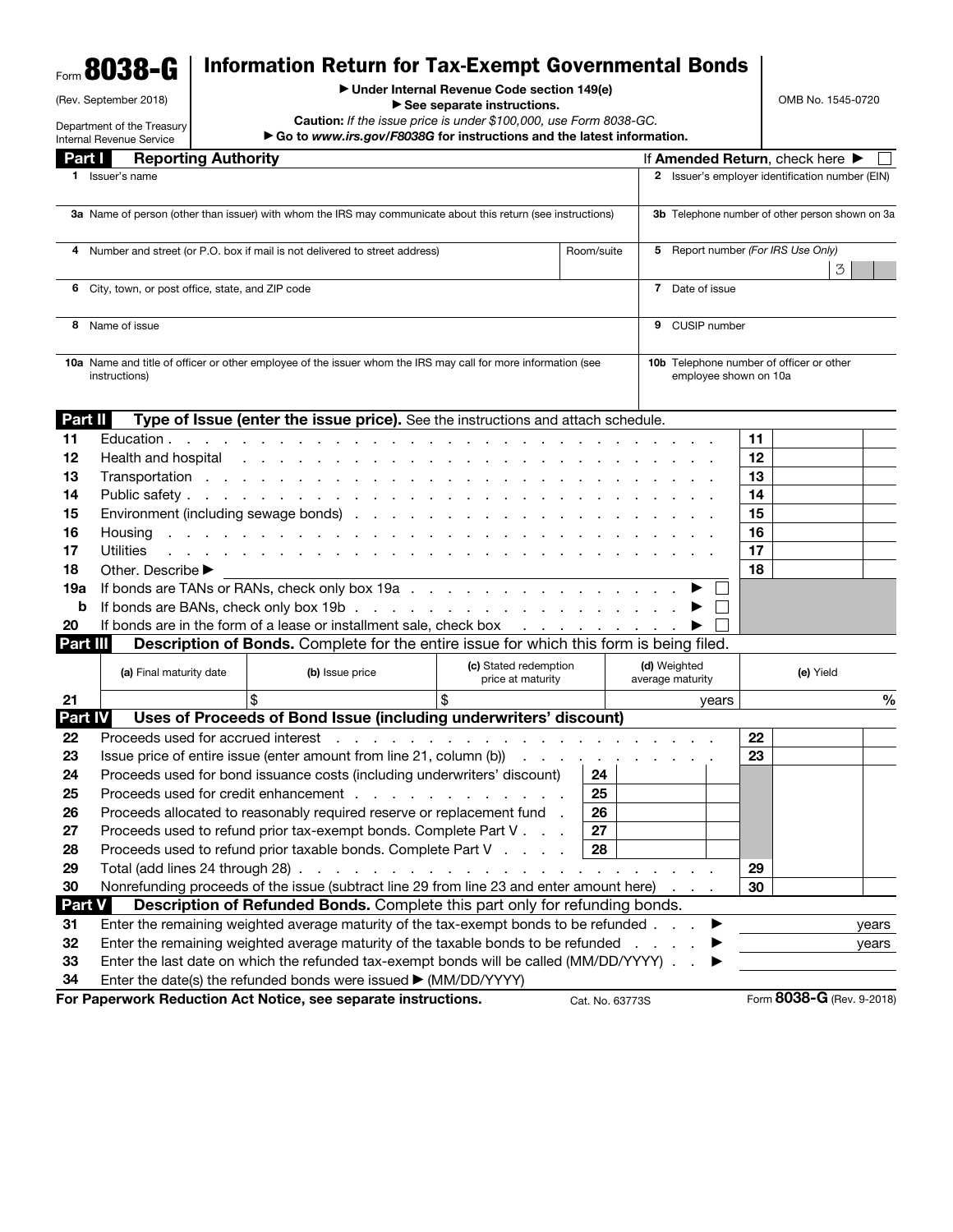Form **8038-G** (Rev. September 2018)

Department of the Treasury
Internal Revenue Service

# Information Return for Tax-Exempt Governmental Bonds

▶ Under Internal Revenue Code section 149(e)
▶ See separate instructions.
**Caution:** *If the issue price is under $100,000, use Form 8038-GC.*
▶ Go to *www.irs.gov/F8038G* for instructions and the latest information.

OMB No. 1545-0720

## Part I Reporting Authority

If **Amended Return**, check here ▶ ☐

| | |
|---|---|
| **1** Issuer's name | **2** Issuer's employer identification number (EIN) |
| **3a** Name of person (other than issuer) with whom the IRS may communicate about this return (see instructions) | **3b** Telephone number of other person shown on 3a |
| **4** Number and street (or P.O. box if mail is not delivered to street address) — Room/suite | **5** Report number *(For IRS Use Only)* 3 |
| **6** City, town, or post office, state, and ZIP code | **7** Date of issue |
| **8** Name of issue | **9** CUSIP number |
| **10a** Name and title of officer or other employee of the issuer whom the IRS may call for more information (see instructions) | **10b** Telephone number of officer or other employee shown on 10a |

## Part II Type of Issue (enter the issue price). See the instructions and attach schedule.

| Line | Description | | Amount |
|---|---|---|---|
| 11 | Education | 11 | |
| 12 | Health and hospital | 12 | |
| 13 | Transportation | 13 | |
| 14 | Public safety | 14 | |
| 15 | Environment (including sewage bonds) | 15 | |
| 16 | Housing | 16 | |
| 17 | Utilities | 17 | |
| 18 | Other. Describe ▶ | 18 | |
| 19a | If bonds are TANs or RANs, check only box 19a ▶ ☐ | | |
| b | If bonds are BANs, check only box 19b ▶ ☐ | | |
| 20 | If bonds are in the form of a lease or installment sale, check box ▶ ☐ | | |

## Part III Description of Bonds. Complete for the entire issue for which this form is being filed.

| | (a) Final maturity date | (b) Issue price | (c) Stated redemption price at maturity | (d) Weighted average maturity | (e) Yield |
|---|---|---|---|---|---|
| 21 | | $ | $ | years | % |

## Part IV Uses of Proceeds of Bond Issue (including underwriters' discount)

| Line | Description | | | | |
|---|---|---|---|---|---|
| 22 | Proceeds used for accrued interest | | | 22 | |
| 23 | Issue price of entire issue (enter amount from line 21, column (b)) | | | 23 | |
| 24 | Proceeds used for bond issuance costs (including underwriters' discount) | 24 | | | |
| 25 | Proceeds used for credit enhancement | 25 | | | |
| 26 | Proceeds allocated to reasonably required reserve or replacement fund | 26 | | | |
| 27 | Proceeds used to refund prior tax-exempt bonds. Complete Part V | 27 | | | |
| 28 | Proceeds used to refund prior taxable bonds. Complete Part V | 28 | | | |
| 29 | Total (add lines 24 through 28) | | | 29 | |
| 30 | Nonrefunding proceeds of the issue (subtract line 29 from line 23 and enter amount here) | | | 30 | |

## Part V Description of Refunded Bonds. Complete this part only for refunding bonds.

| Line | Description | |
|---|---|---|
| 31 | Enter the remaining weighted average maturity of the tax-exempt bonds to be refunded ▶ | years |
| 32 | Enter the remaining weighted average maturity of the taxable bonds to be refunded ▶ | years |
| 33 | Enter the last date on which the refunded tax-exempt bonds will be called (MM/DD/YYYY) ▶ | |
| 34 | Enter the date(s) the refunded bonds were issued ▶ (MM/DD/YYYY) | |

**For Paperwork Reduction Act Notice, see separate instructions.** Cat. No. 63773S Form **8038-G** (Rev. 9-2018)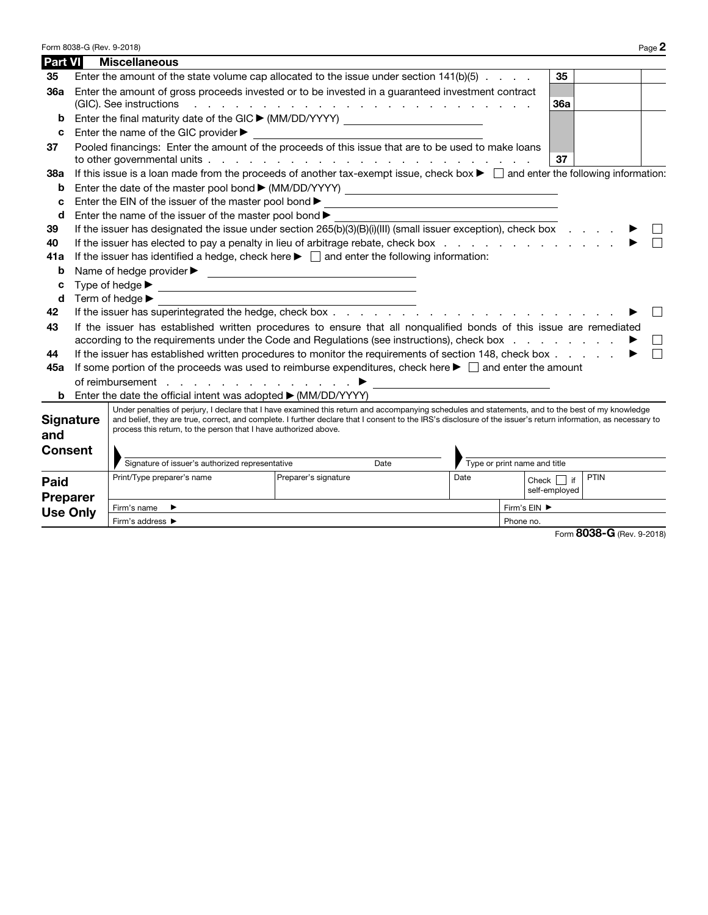## Part VI Miscellaneous

| | | | |
|---|---|---|---|
| **35** | Enter the amount of the state volume cap allocated to the issue under section 141(b)(5) | **35** | |
| **36a** | Enter the amount of gross proceeds invested or to be invested in a guaranteed investment contract (GIC). See instructions | **36a** | |
| **b** | Enter the final maturity date of the GIC ▶ (MM/DD/YYYY) | | |
| **c** | Enter the name of the GIC provider ▶ | | |
| **37** | Pooled financings: Enter the amount of the proceeds of this issue that are to be used to make loans to other governmental units | **37** | |

**38a** If this issue is a loan made from the proceeds of another tax-exempt issue, check box ▶ ☐ and enter the following information:

**b** Enter the date of the master pool bond ▶ (MM/DD/YYYY)

**c** Enter the EIN of the issuer of the master pool bond ▶

**d** Enter the name of the issuer of the master pool bond ▶

**39** If the issuer has designated the issue under section 265(b)(3)(B)(i)(III) (small issuer exception), check box ▶ ☐

**40** If the issuer has elected to pay a penalty in lieu of arbitrage rebate, check box ▶ ☐

**41a** If the issuer has identified a hedge, check here ▶ ☐ and enter the following information:

**b** Name of hedge provider ▶

**c** Type of hedge ▶

**d** Term of hedge ▶

**42** If the issuer has superintegrated the hedge, check box ▶ ☐

**43** If the issuer has established written procedures to ensure that all nonqualified bonds of this issue are remediated according to the requirements under the Code and Regulations (see instructions), check box ▶ ☐

**44** If the issuer has established written procedures to monitor the requirements of section 148, check box ▶ ☐

**45a** If some portion of the proceeds was used to reimburse expenditures, check here ▶ ☐ and enter the amount of reimbursement ▶

**b** Enter the date the official intent was adopted ▶ (MM/DD/YYYY)

### Signature and Consent

Under penalties of perjury, I declare that I have examined this return and accompanying schedules and statements, and to the best of my knowledge and belief, they are true, correct, and complete. I further declare that I consent to the IRS's disclosure of the issuer's return information, as necessary to process this return, to the person that I have authorized above.

| | | |
|---|---|---|
| Signature of issuer's authorized representative | Date | Type or print name and title |

### Paid Preparer Use Only

| | | | | |
|---|---|---|---|---|
| Print/Type preparer's name | Preparer's signature | Date | Check ☐ if self-employed | PTIN |
| Firm's name ▶ | | | Firm's EIN ▶ | |
| Firm's address ▶ | | | Phone no. | |

Form **8038-G** (Rev. 9-2018)